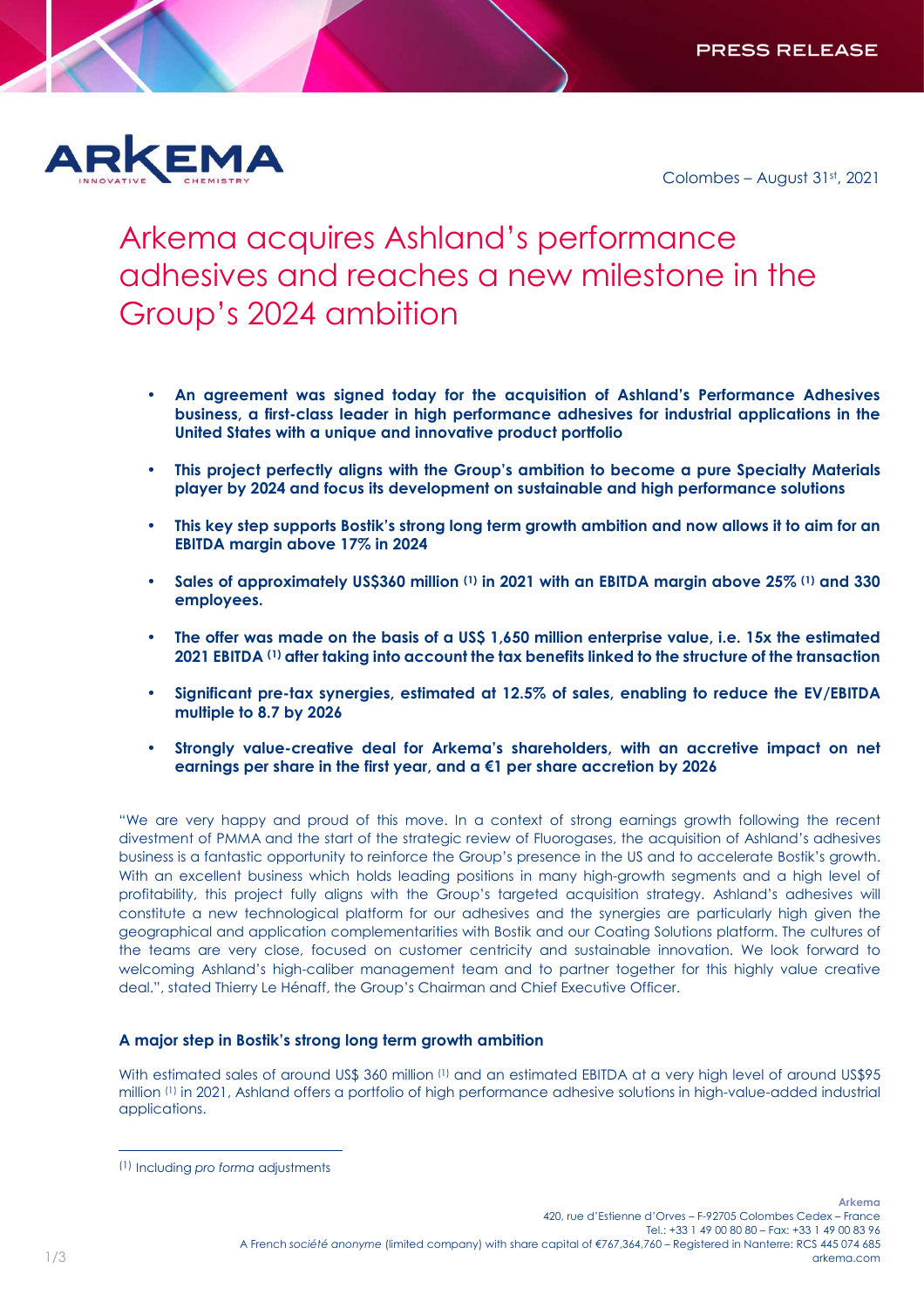PRESS RELEASE

ARKEMA

Colombes – August 31st, 2021

# Arkema acquires Ashland's performance adhesives and reaches a new milestone in the Group's 2024 ambition

- **An agreement was signed today for the acquisition of Ashland's Performance Adhesives business, a first-class leader in high performance adhesives for industrial applications in the United States with a unique and innovative product portfolio**
- **This project perfectly aligns with the Group's ambition to become a pure Specialty Materials player by 2024 and focus its development on sustainable and high performance solutions**
- **This key step supports Bostik's strong long term growth ambition and now allows it to aim for an EBITDA margin above 17% in 2024**
- **Sales of approximately US$360 million [(1)] in 2021 with an EBITDA margin above 25% [(1)] and 330 employees.**
- **The offer was made on the basis of a US$ 1,650 million enterprise value, i.e. 15x the estimated 2021 EBITDA [(1)] after taking into account the tax benefits linked to the structure of the transaction**
- **Significant pre-tax synergies, estimated at 12.5% of sales, enabling to reduce the EV/EBITDA multiple to 8.7 by 2026**
- **Strongly value-creative deal for Arkema's shareholders, with an accretive impact on net earnings per share in the first year, and a €1 per share accretion by 2026**

"We are very happy and proud of this move. In a context of strong earnings growth following the recent divestment of PMMA and the start of the strategic review of Fluorogases, the acquisition of Ashland's adhesives business is a fantastic opportunity to reinforce the Group's presence in the US and to accelerate Bostik's growth. With an excellent business which holds leading positions in many high-growth segments and a high level of profitability, this project fully aligns with the Group's targeted acquisition strategy. Ashland's adhesives will constitute a new technological platform for our adhesives and the synergies are particularly high given the geographical and application complementarities with Bostik and our Coating Solutions platform. The cultures of the teams are very close, focused on customer centricity and sustainable innovation. We look forward to welcoming Ashland's high-caliber management team and to partner together for this highly value creative deal.", stated Thierry Le Hénaff, the Group's Chairman and Chief Executive Officer.

## A major step in Bostik's strong long term growth ambition

With estimated sales of around US$ 360 million [(1)] and an estimated EBITDA at a very high level of around US$95 million [(1)] in 2021, Ashland offers a portfolio of high performance adhesive solutions in high-value-added industrial applications.

---

(1) Including *pro forma* adjustments

Arkema
420, rue d'Estienne d'Orves – F-92705 Colombes Cedex – France
Tel.: +33 1 49 00 80 80 – Fax: +33 1 49 00 83 96
A French *société anonyme* (limited company) with share capital of €767,364,760 – Registered in Nanterre: RCS 445 074 685
arkema.com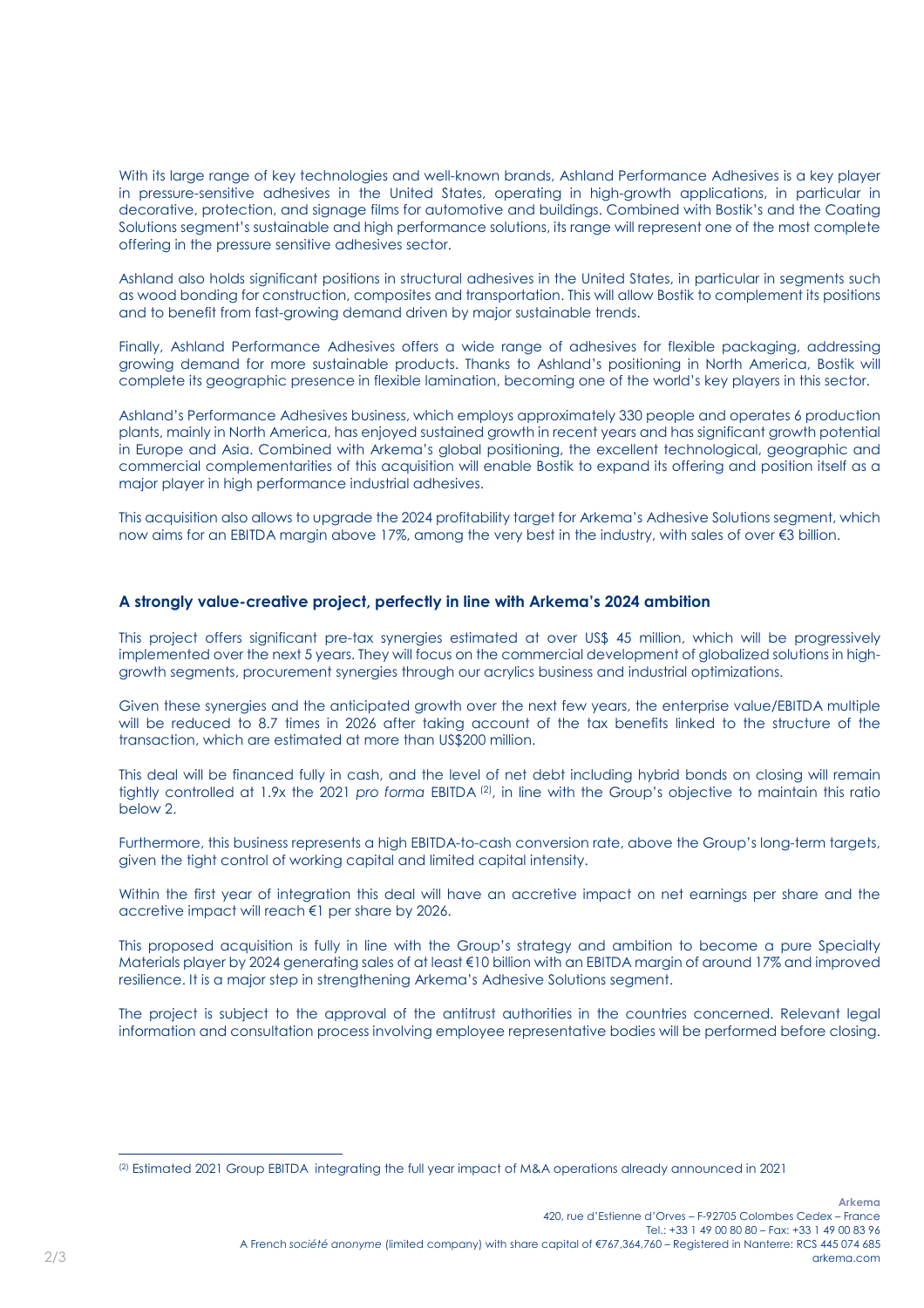With its large range of key technologies and well-known brands, Ashland Performance Adhesives is a key player in pressure-sensitive adhesives in the United States, operating in high-growth applications, in particular in decorative, protection, and signage films for automotive and buildings. Combined with Bostik's and the Coating Solutions segment's sustainable and high performance solutions, its range will represent one of the most complete offering in the pressure sensitive adhesives sector.

Ashland also holds significant positions in structural adhesives in the United States, in particular in segments such as wood bonding for construction, composites and transportation. This will allow Bostik to complement its positions and to benefit from fast-growing demand driven by major sustainable trends.

Finally, Ashland Performance Adhesives offers a wide range of adhesives for flexible packaging, addressing growing demand for more sustainable products. Thanks to Ashland's positioning in North America, Bostik will complete its geographic presence in flexible lamination, becoming one of the world's key players in this sector.

Ashland's Performance Adhesives business, which employs approximately 330 people and operates 6 production plants, mainly in North America, has enjoyed sustained growth in recent years and has significant growth potential in Europe and Asia. Combined with Arkema's global positioning, the excellent technological, geographic and commercial complementarities of this acquisition will enable Bostik to expand its offering and position itself as a major player in high performance industrial adhesives.

This acquisition also allows to upgrade the 2024 profitability target for Arkema's Adhesive Solutions segment, which now aims for an EBITDA margin above 17%, among the very best in the industry, with sales of over €3 billion.

## A strongly value-creative project, perfectly in line with Arkema's 2024 ambition

This project offers significant pre-tax synergies estimated at over US$ 45 million, which will be progressively implemented over the next 5 years. They will focus on the commercial development of globalized solutions in high-growth segments, procurement synergies through our acrylics business and industrial optimizations.

Given these synergies and the anticipated growth over the next few years, the enterprise value/EBITDA multiple will be reduced to 8.7 times in 2026 after taking account of the tax benefits linked to the structure of the transaction, which are estimated at more than US$200 million.

This deal will be financed fully in cash, and the level of net debt including hybrid bonds on closing will remain tightly controlled at 1.9x the 2021 *pro forma* EBITDA [(2)], in line with the Group's objective to maintain this ratio below 2.

Furthermore, this business represents a high EBITDA-to-cash conversion rate, above the Group's long-term targets, given the tight control of working capital and limited capital intensity.

Within the first year of integration this deal will have an accretive impact on net earnings per share and the accretive impact will reach €1 per share by 2026.

This proposed acquisition is fully in line with the Group's strategy and ambition to become a pure Specialty Materials player by 2024 generating sales of at least €10 billion with an EBITDA margin of around 17% and improved resilience. It is a major step in strengthening Arkema's Adhesive Solutions segment.

The project is subject to the approval of the antitrust authorities in the countries concerned. Relevant legal information and consultation process involving employee representative bodies will be performed before closing.

---

[(2)] Estimated 2021 Group EBITDA integrating the full year impact of M&A operations already announced in 2021

**Arkema**
420, rue d'Estienne d'Orves – F-92705 Colombes Cedex – France
Tel.: +33 1 49 00 80 80 – Fax: +33 1 49 00 83 96
A French *société anonyme* (limited company) with share capital of €767,364,760 – Registered in Nanterre: RCS 445 074 685
arkema.com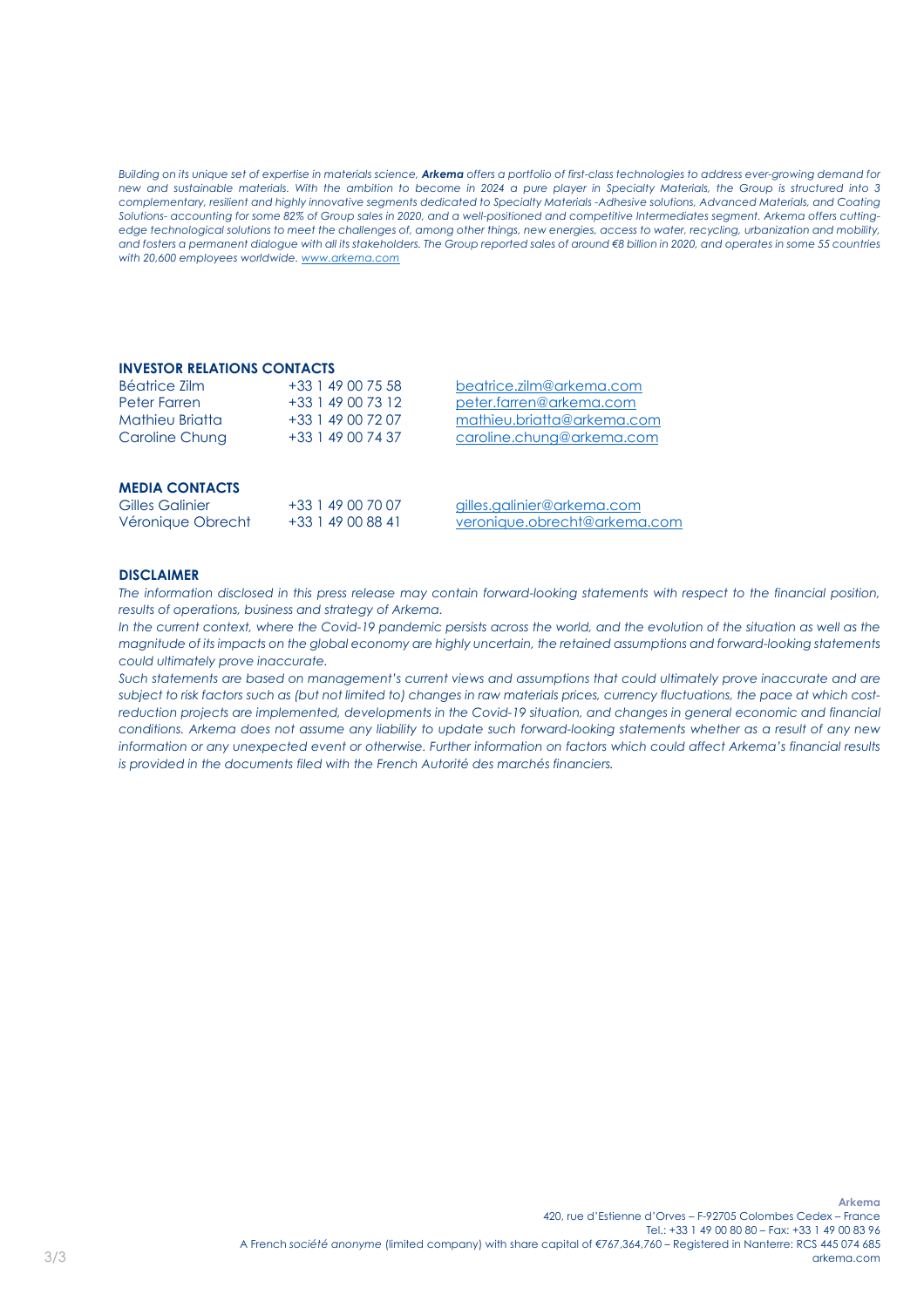*Building on its unique set of expertise in materials science, **Arkema** offers a portfolio of first-class technologies to address ever-growing demand for new and sustainable materials. With the ambition to become in 2024 a pure player in Specialty Materials, the Group is structured into 3 complementary, resilient and highly innovative segments dedicated to Specialty Materials -Adhesive solutions, Advanced Materials, and Coating Solutions- accounting for some 82% of Group sales in 2020, and a well-positioned and competitive Intermediates segment. Arkema offers cutting-edge technological solutions to meet the challenges of, among other things, new energies, access to water, recycling, urbanization and mobility, and fosters a permanent dialogue with all its stakeholders. The Group reported sales of around €8 billion in 2020, and operates in some 55 countries with 20,600 employees worldwide. [www.arkema.com](http://www.arkema.com)*

**INVESTOR RELATIONS CONTACTS**

| | | |
|---|---|---|
| Béatrice Zilm | +33 1 49 00 75 58 | beatrice.zilm@arkema.com |
| Peter Farren | +33 1 49 00 73 12 | peter.farren@arkema.com |
| Mathieu Briatta | +33 1 49 00 72 07 | mathieu.briatta@arkema.com |
| Caroline Chung | +33 1 49 00 74 37 | caroline.chung@arkema.com |

**MEDIA CONTACTS**

| | | |
|---|---|---|
| Gilles Galinier | +33 1 49 00 70 07 | gilles.galinier@arkema.com |
| Véronique Obrecht | +33 1 49 00 88 41 | veronique.obrecht@arkema.com |

**DISCLAIMER**

*The information disclosed in this press release may contain forward-looking statements with respect to the financial position, results of operations, business and strategy of Arkema.*

*In the current context, where the Covid-19 pandemic persists across the world, and the evolution of the situation as well as the magnitude of its impacts on the global economy are highly uncertain, the retained assumptions and forward-looking statements could ultimately prove inaccurate.*

*Such statements are based on management's current views and assumptions that could ultimately prove inaccurate and are subject to risk factors such as (but not limited to) changes in raw materials prices, currency fluctuations, the pace at which cost-reduction projects are implemented, developments in the Covid-19 situation, and changes in general economic and financial conditions. Arkema does not assume any liability to update such forward-looking statements whether as a result of any new information or any unexpected event or otherwise. Further information on factors which could affect Arkema's financial results is provided in the documents filed with the French Autorité des marchés financiers.*

**Arkema**
420, rue d'Estienne d'Orves – F-92705 Colombes Cedex – France
Tel.: +33 1 49 00 80 80 – Fax: +33 1 49 00 83 96
A French *société anonyme* (limited company) with share capital of €767,364,760 – Registered in Nanterre: RCS 445 074 685
arkema.com